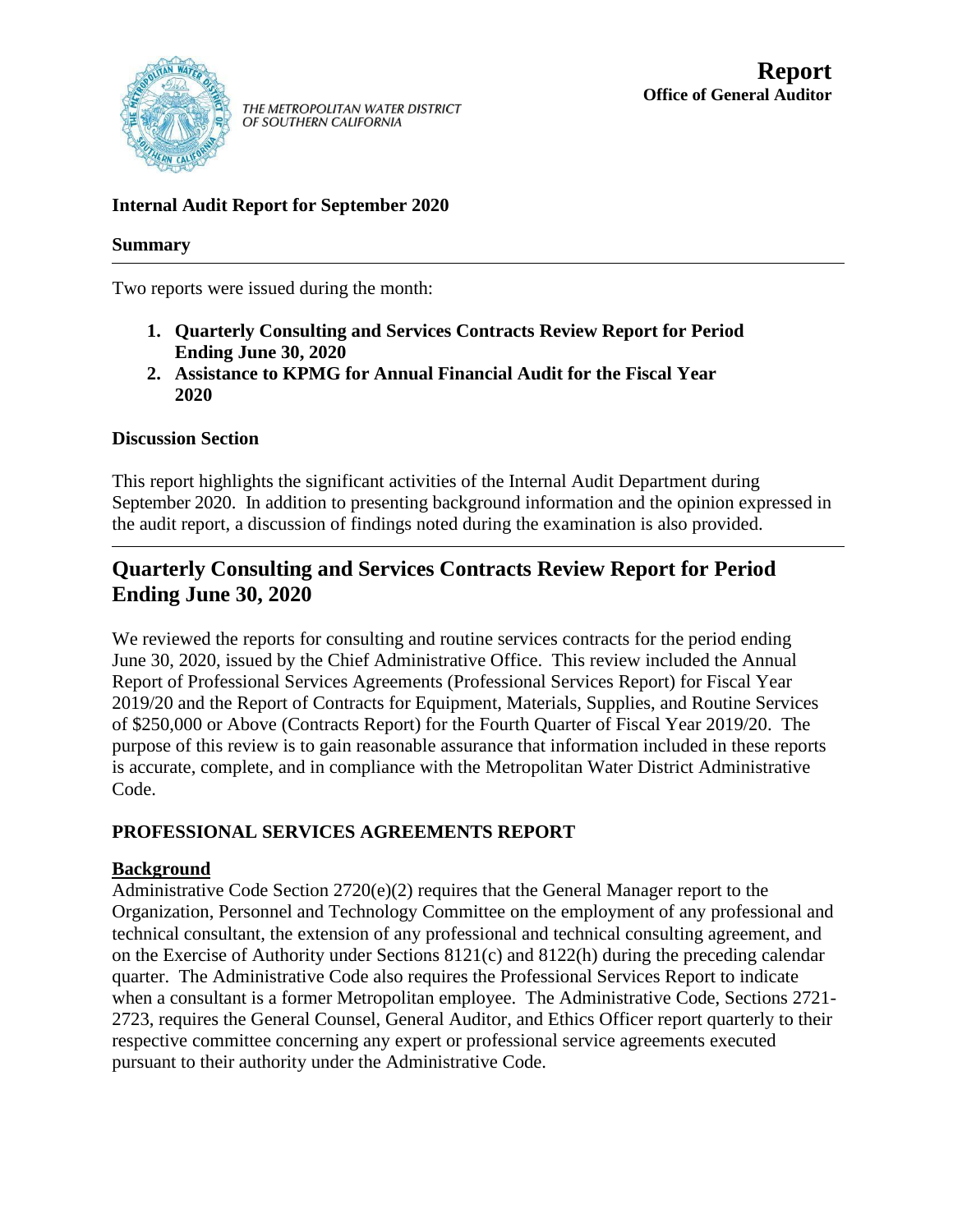THE METROPOLITAN WATER DISTRICT OF SOUTHERN CALIFORNIA

**Report**
**Office of General Auditor**

**Internal Audit Report for September 2020**

**Summary**

Two reports were issued during the month:

1. **Quarterly Consulting and Services Contracts Review Report for Period Ending June 30, 2020**
2. **Assistance to KPMG for Annual Financial Audit for the Fiscal Year 2020**

**Discussion Section**

This report highlights the significant activities of the Internal Audit Department during September 2020. In addition to presenting background information and the opinion expressed in the audit report, a discussion of findings noted during the examination is also provided.

## Quarterly Consulting and Services Contracts Review Report for Period Ending June 30, 2020

We reviewed the reports for consulting and routine services contracts for the period ending June 30, 2020, issued by the Chief Administrative Office. This review included the Annual Report of Professional Services Agreements (Professional Services Report) for Fiscal Year 2019/20 and the Report of Contracts for Equipment, Materials, Supplies, and Routine Services of $250,000 or Above (Contracts Report) for the Fourth Quarter of Fiscal Year 2019/20. The purpose of this review is to gain reasonable assurance that information included in these reports is accurate, complete, and in compliance with the Metropolitan Water District Administrative Code.

### PROFESSIONAL SERVICES AGREEMENTS REPORT

**Background**

Administrative Code Section 2720(e)(2) requires that the General Manager report to the Organization, Personnel and Technology Committee on the employment of any professional and technical consultant, the extension of any professional and technical consulting agreement, and on the Exercise of Authority under Sections 8121(c) and 8122(h) during the preceding calendar quarter. The Administrative Code also requires the Professional Services Report to indicate when a consultant is a former Metropolitan employee. The Administrative Code, Sections 2721-2723, requires the General Counsel, General Auditor, and Ethics Officer report quarterly to their respective committee concerning any expert or professional service agreements executed pursuant to their authority under the Administrative Code.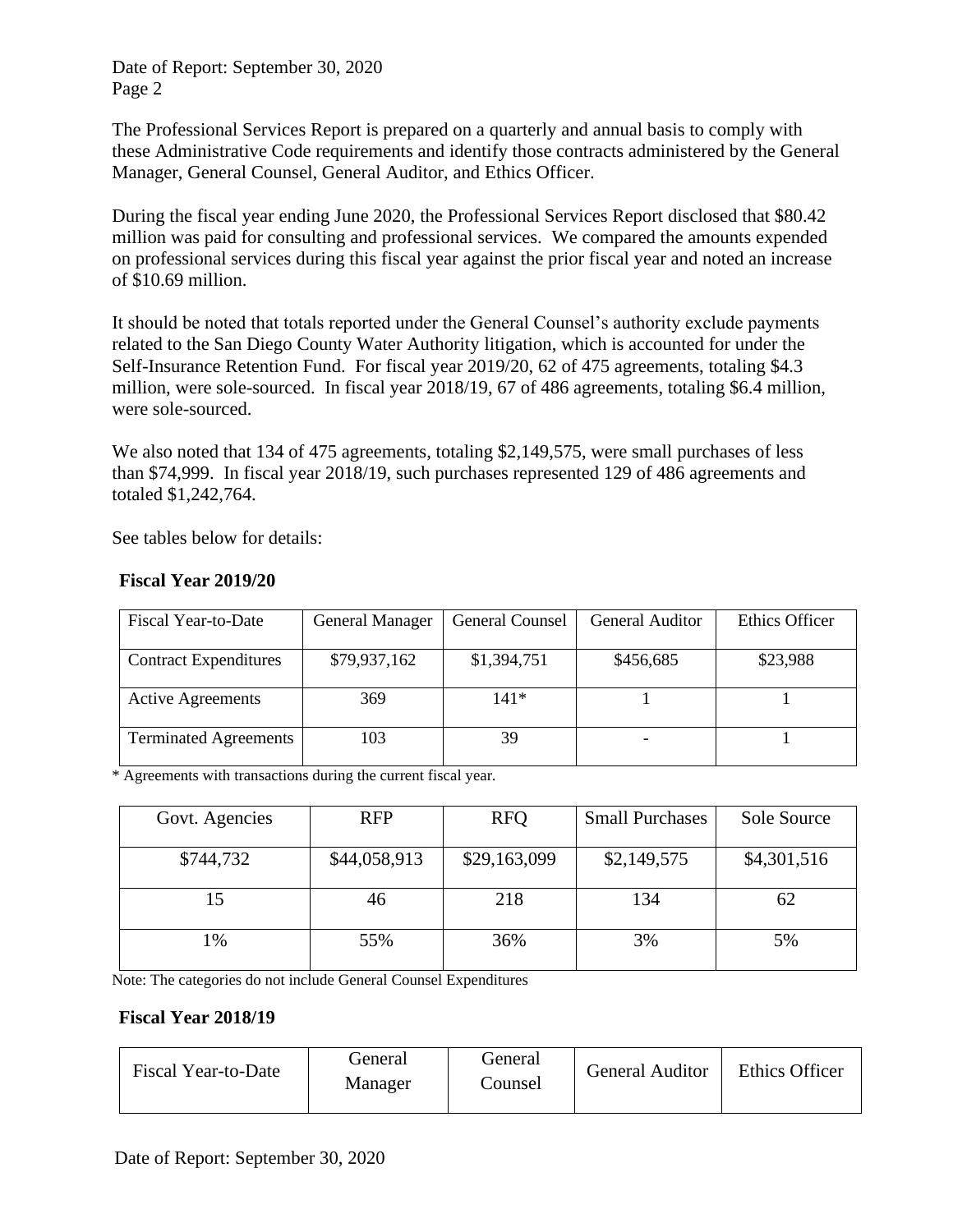The Professional Services Report is prepared on a quarterly and annual basis to comply with these Administrative Code requirements and identify those contracts administered by the General Manager, General Counsel, General Auditor, and Ethics Officer.

During the fiscal year ending June 2020, the Professional Services Report disclosed that $80.42 million was paid for consulting and professional services. We compared the amounts expended on professional services during this fiscal year against the prior fiscal year and noted an increase of $10.69 million.

It should be noted that totals reported under the General Counsel's authority exclude payments related to the San Diego County Water Authority litigation, which is accounted for under the Self-Insurance Retention Fund. For fiscal year 2019/20, 62 of 475 agreements, totaling $4.3 million, were sole-sourced. In fiscal year 2018/19, 67 of 486 agreements, totaling $6.4 million, were sole-sourced.

We also noted that 134 of 475 agreements, totaling $2,149,575, were small purchases of less than $74,999. In fiscal year 2018/19, such purchases represented 129 of 486 agreements and totaled $1,242,764.

See tables below for details:

**Fiscal Year 2019/20**

| Fiscal Year-to-Date | General Manager | General Counsel | General Auditor | Ethics Officer |
|---|---|---|---|---|
| Contract Expenditures | $79,937,162 | $1,394,751 | $456,685 | $23,988 |
| Active Agreements | 369 | 141* | 1 | 1 |
| Terminated Agreements | 103 | 39 | - | 1 |

\* Agreements with transactions during the current fiscal year.

| Govt. Agencies | RFP | RFQ | Small Purchases | Sole Source |
|---|---|---|---|---|
| $744,732 | $44,058,913 | $29,163,099 | $2,149,575 | $4,301,516 |
| 15 | 46 | 218 | 134 | 62 |
| 1% | 55% | 36% | 3% | 5% |

Note: The categories do not include General Counsel Expenditures

**Fiscal Year 2018/19**

| Fiscal Year-to-Date | General Manager | General Counsel | General Auditor | Ethics Officer |
|---|---|---|---|---|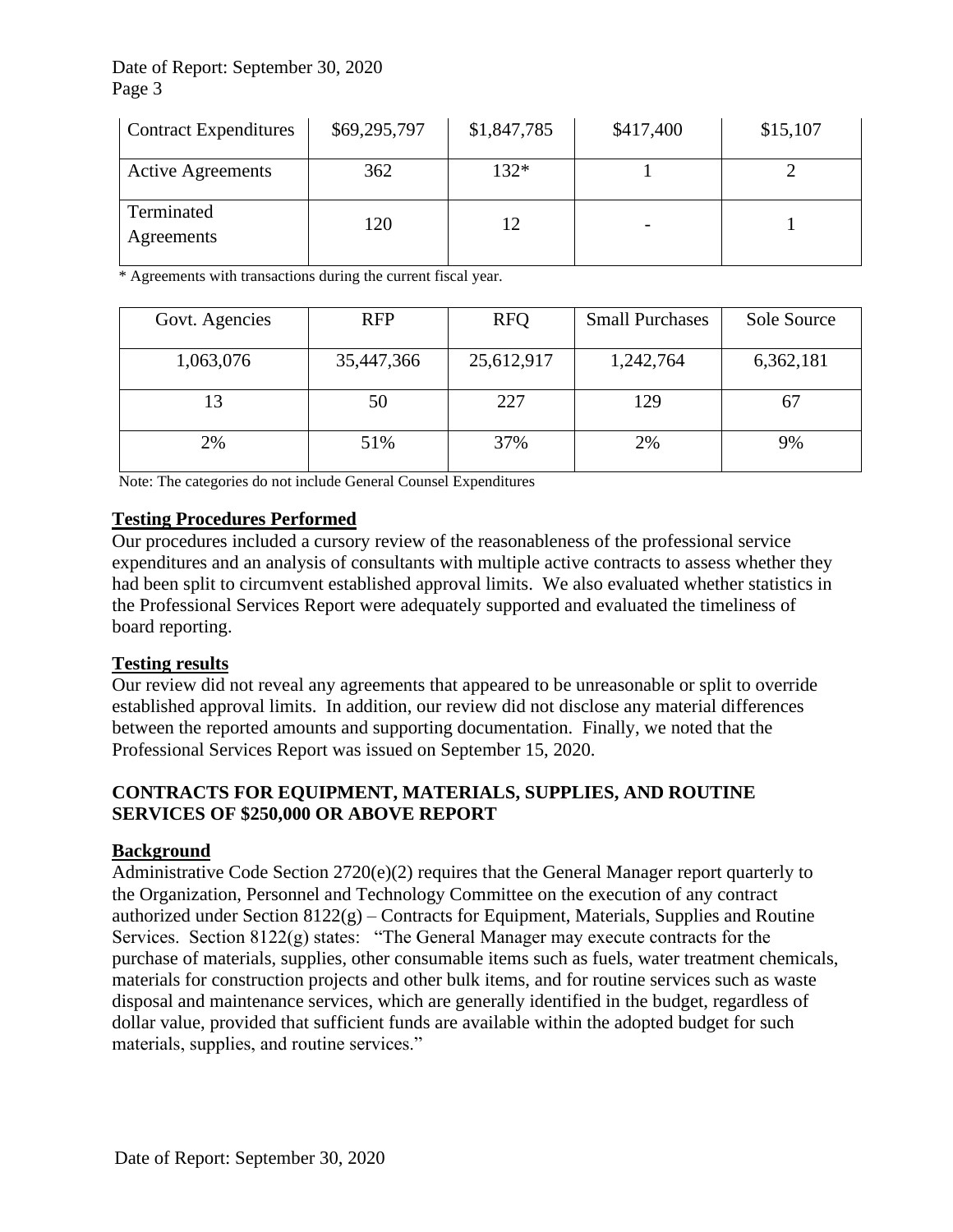| Contract Expenditures | $69,295,797 | $1,847,785 | $417,400 | $15,107 |
|---|---|---|---|---|
| Active Agreements | 362 | 132* | 1 | 2 |
| Terminated Agreements | 120 | 12 | - | 1 |

* Agreements with transactions during the current fiscal year.

| Govt. Agencies | RFP | RFQ | Small Purchases | Sole Source |
|---|---|---|---|---|
| 1,063,076 | 35,447,366 | 25,612,917 | 1,242,764 | 6,362,181 |
| 13 | 50 | 227 | 129 | 67 |
| 2% | 51% | 37% | 2% | 9% |

Note: The categories do not include General Counsel Expenditures

## Testing Procedures Performed

Our procedures included a cursory review of the reasonableness of the professional service expenditures and an analysis of consultants with multiple active contracts to assess whether they had been split to circumvent established approval limits. We also evaluated whether statistics in the Professional Services Report were adequately supported and evaluated the timeliness of board reporting.

## Testing results

Our review did not reveal any agreements that appeared to be unreasonable or split to override established approval limits. In addition, our review did not disclose any material differences between the reported amounts and supporting documentation. Finally, we noted that the Professional Services Report was issued on September 15, 2020.

# CONTRACTS FOR EQUIPMENT, MATERIALS, SUPPLIES, AND ROUTINE SERVICES OF $250,000 OR ABOVE REPORT

## Background

Administrative Code Section 2720(e)(2) requires that the General Manager report quarterly to the Organization, Personnel and Technology Committee on the execution of any contract authorized under Section 8122(g) – Contracts for Equipment, Materials, Supplies and Routine Services. Section 8122(g) states: "The General Manager may execute contracts for the purchase of materials, supplies, other consumable items such as fuels, water treatment chemicals, materials for construction projects and other bulk items, and for routine services such as waste disposal and maintenance services, which are generally identified in the budget, regardless of dollar value, provided that sufficient funds are available within the adopted budget for such materials, supplies, and routine services."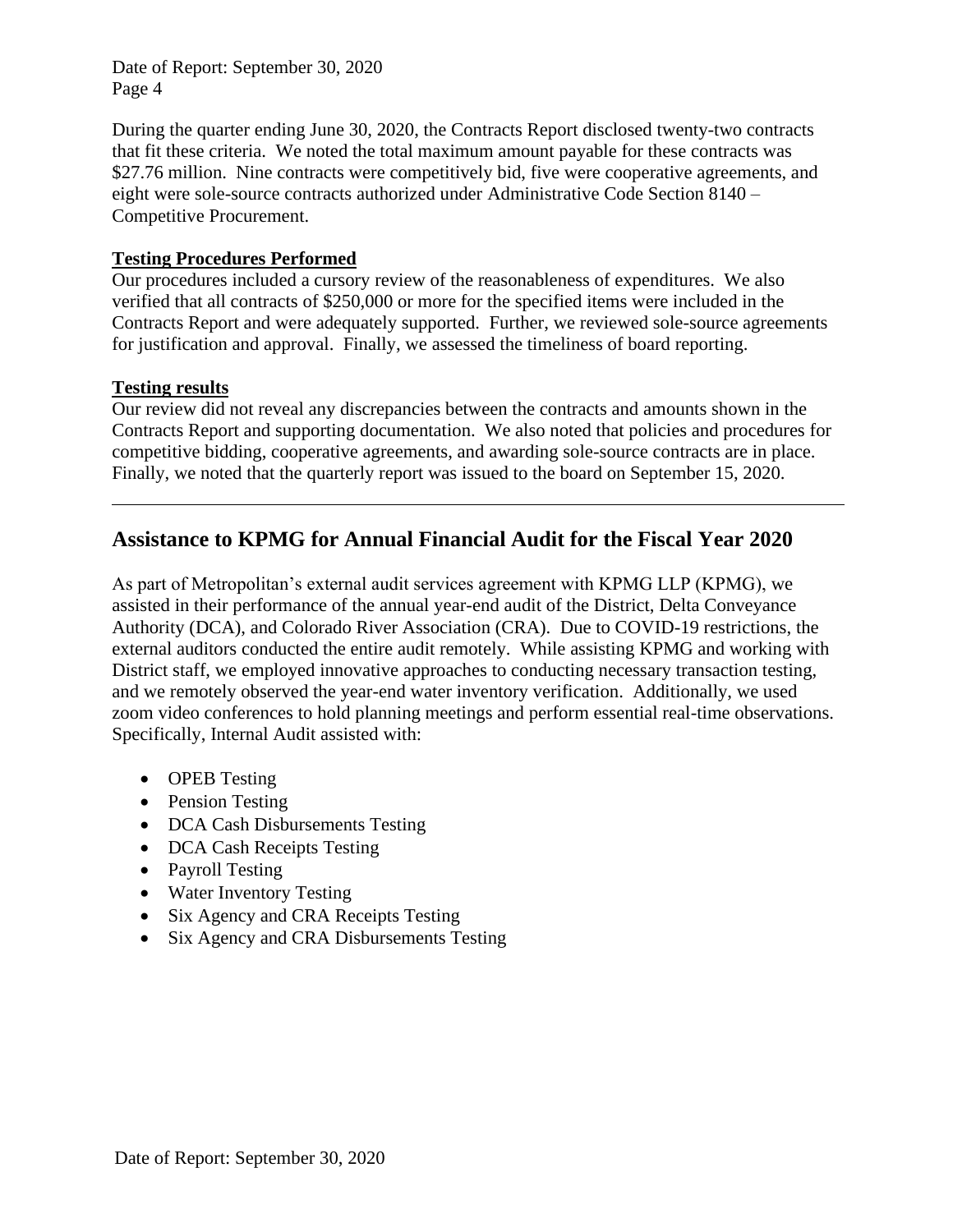During the quarter ending June 30, 2020, the Contracts Report disclosed twenty-two contracts that fit these criteria. We noted the total maximum amount payable for these contracts was $27.76 million. Nine contracts were competitively bid, five were cooperative agreements, and eight were sole-source contracts authorized under Administrative Code Section 8140 – Competitive Procurement.

**Testing Procedures Performed**

Our procedures included a cursory review of the reasonableness of expenditures. We also verified that all contracts of $250,000 or more for the specified items were included in the Contracts Report and were adequately supported. Further, we reviewed sole-source agreements for justification and approval. Finally, we assessed the timeliness of board reporting.

**Testing results**

Our review did not reveal any discrepancies between the contracts and amounts shown in the Contracts Report and supporting documentation. We also noted that policies and procedures for competitive bidding, cooperative agreements, and awarding sole-source contracts are in place. Finally, we noted that the quarterly report was issued to the board on September 15, 2020.

---

## Assistance to KPMG for Annual Financial Audit for the Fiscal Year 2020

As part of Metropolitan's external audit services agreement with KPMG LLP (KPMG), we assisted in their performance of the annual year-end audit of the District, Delta Conveyance Authority (DCA), and Colorado River Association (CRA). Due to COVID-19 restrictions, the external auditors conducted the entire audit remotely. While assisting KPMG and working with District staff, we employed innovative approaches to conducting necessary transaction testing, and we remotely observed the year-end water inventory verification. Additionally, we used zoom video conferences to hold planning meetings and perform essential real-time observations. Specifically, Internal Audit assisted with:

- OPEB Testing
- Pension Testing
- DCA Cash Disbursements Testing
- DCA Cash Receipts Testing
- Payroll Testing
- Water Inventory Testing
- Six Agency and CRA Receipts Testing
- Six Agency and CRA Disbursements Testing